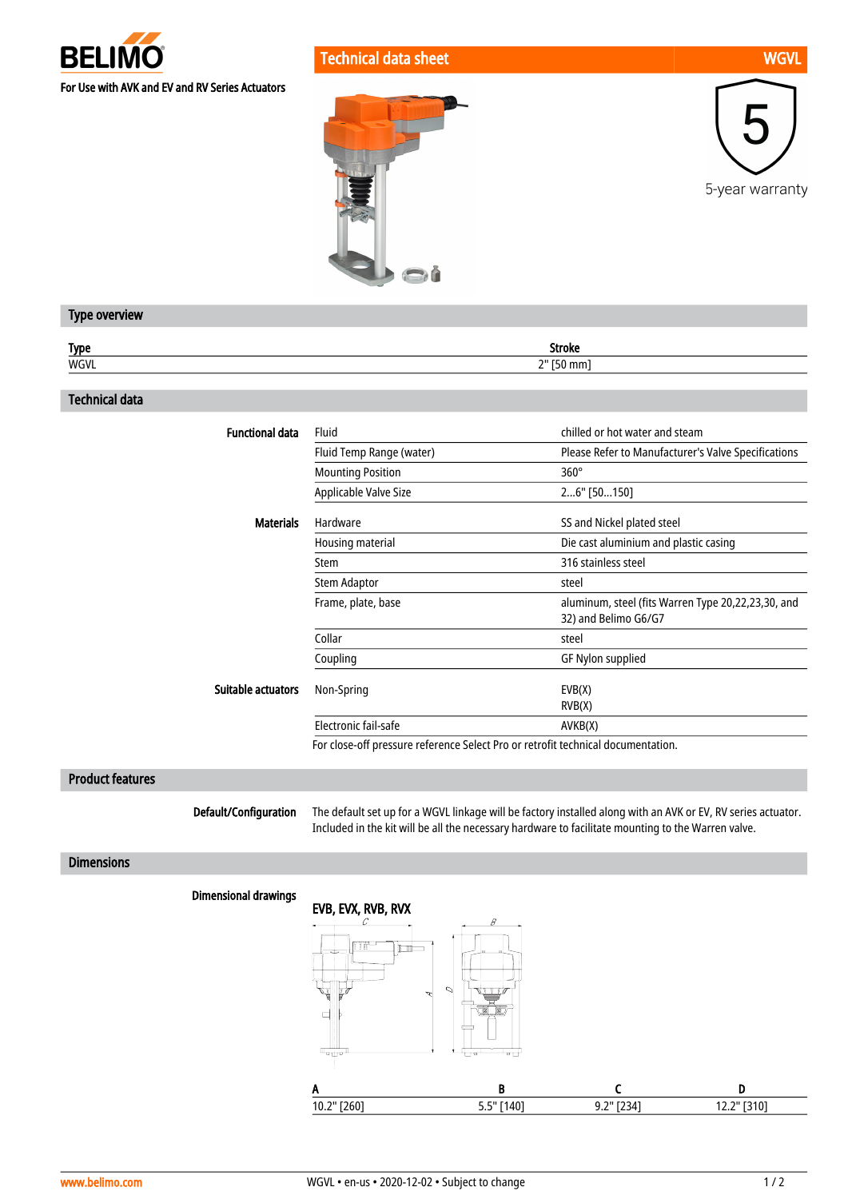BELIMO

For Use with AVK and EV and RV Series Actuators

# Technical data sheet — WGVL

5-year warranty

## Type overview

| Type | Stroke |
|---|---|
| WGVL | 2" [50 mm] |

## Technical data

| | | |
|---|---|---|
| **Functional data** | Fluid | chilled or hot water and steam |
| | Fluid Temp Range (water) | Please Refer to Manufacturer's Valve Specifications |
| | Mounting Position | 360° |
| | Applicable Valve Size | 2...6" [50...150] |
| **Materials** | Hardware | SS and Nickel plated steel |
| | Housing material | Die cast aluminium and plastic casing |
| | Stem | 316 stainless steel |
| | Stem Adaptor | steel |
| | Frame, plate, base | aluminum, steel (fits Warren Type 20,22,23,30, and 32) and Belimo G6/G7 |
| | Collar | steel |
| | Coupling | GF Nylon supplied |
| **Suitable actuators** | Non-Spring | EVB(X) RVB(X) |
| | Electronic fail-safe | AVKB(X) |

For close-off pressure reference Select Pro or retrofit technical documentation.

## Product features

**Default/Configuration**

The default set up for a WGVL linkage will be factory installed along with an AVK or EV, RV series actuator. Included in the kit will be all the necessary hardware to facilitate mounting to the Warren valve.

## Dimensions

**Dimensional drawings**

EVB, EVX, RVB, RVX

| A | B | C | D |
|---|---|---|---|
| 10.2" [260] | 5.5" [140] | 9.2" [234] | 12.2" [310] |

www.belimo.com

WGVL • en-us • 2020-12-02 • Subject to change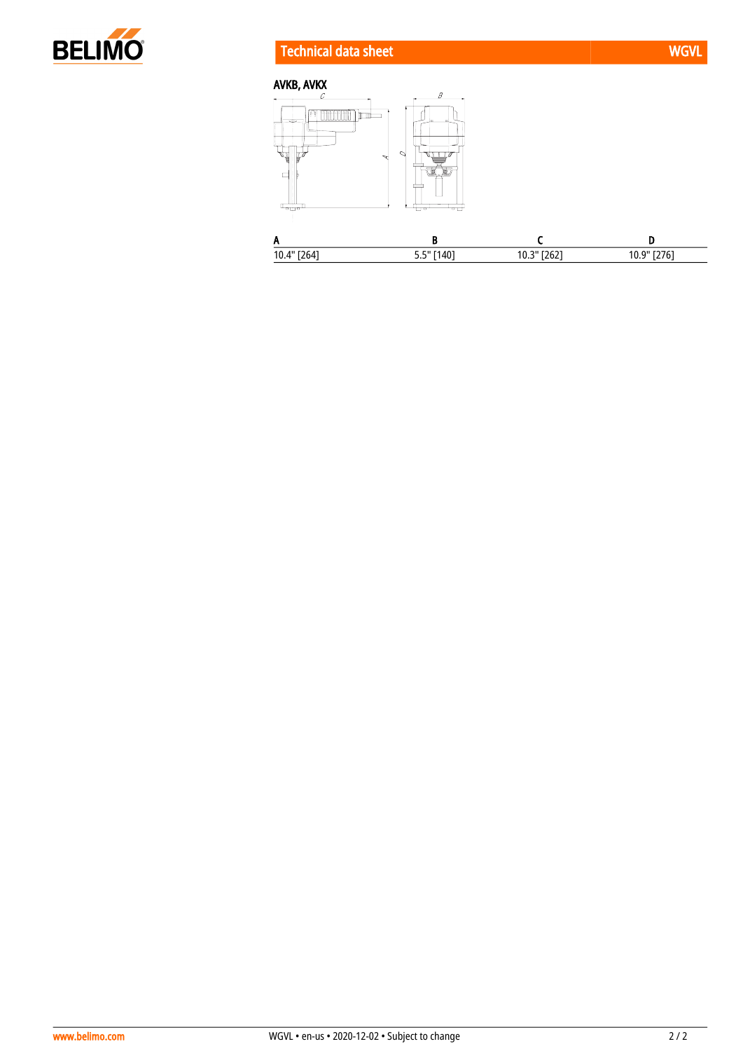### AVKB, AVKX

| A | B | C | D |
|---|---|---|---|
| 10.4" [264] | 5.5" [140] | 10.3" [262] | 10.9" [276] |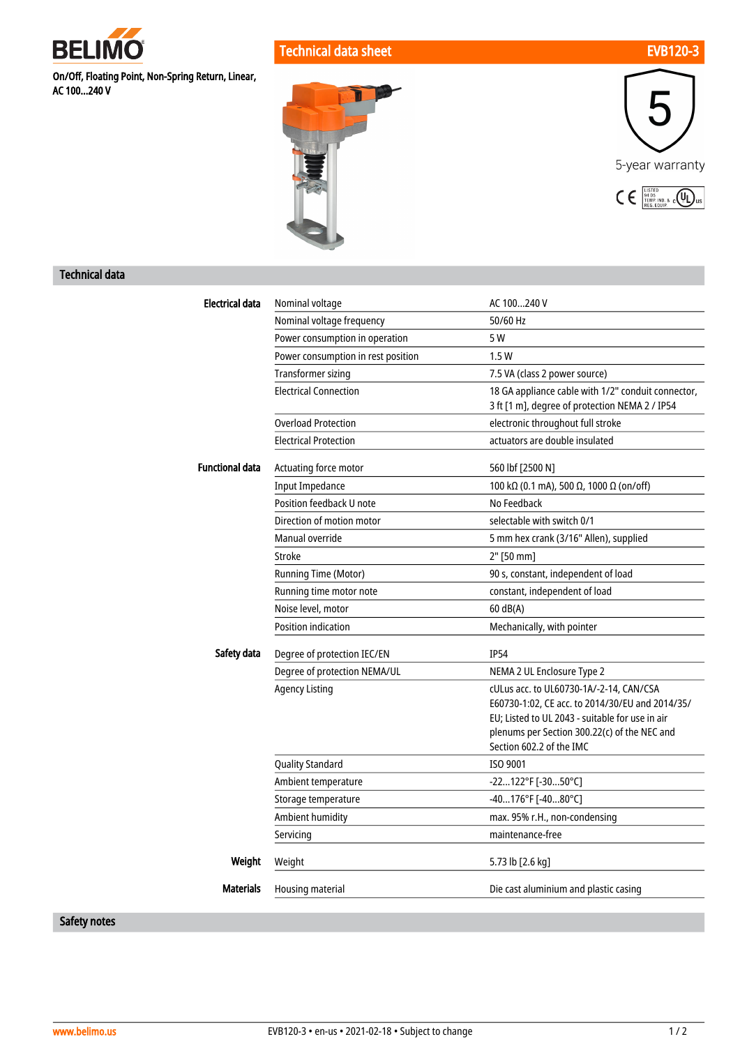**BELIMO**

**On/Off, Floating Point, Non-Spring Return, Linear, AC 100...240 V**

## Technical data sheet EVB120-3

5-year warranty

## Technical data

| | | |
|---|---|---|
| **Electrical data** | Nominal voltage | AC 100...240 V |
| | Nominal voltage frequency | 50/60 Hz |
| | Power consumption in operation | 5 W |
| | Power consumption in rest position | 1.5 W |
| | Transformer sizing | 7.5 VA (class 2 power source) |
| | Electrical Connection | 18 GA appliance cable with 1/2" conduit connector, 3 ft [1 m], degree of protection NEMA 2 / IP54 |
| | Overload Protection | electronic throughout full stroke |
| | Electrical Protection | actuators are double insulated |
| **Functional data** | Actuating force motor | 560 lbf [2500 N] |
| | Input Impedance | 100 kΩ (0.1 mA), 500 Ω, 1000 Ω (on/off) |
| | Position feedback U note | No Feedback |
| | Direction of motion motor | selectable with switch 0/1 |
| | Manual override | 5 mm hex crank (3/16" Allen), supplied |
| | Stroke | 2" [50 mm] |
| | Running Time (Motor) | 90 s, constant, independent of load |
| | Running time motor note | constant, independent of load |
| | Noise level, motor | 60 dB(A) |
| | Position indication | Mechanically, with pointer |
| **Safety data** | Degree of protection IEC/EN | IP54 |
| | Degree of protection NEMA/UL | NEMA 2 UL Enclosure Type 2 |
| | Agency Listing | cULus acc. to UL60730-1A/-2-14, CAN/CSA E60730-1:02, CE acc. to 2014/30/EU and 2014/35/EU; Listed to UL 2043 - suitable for use in air plenums per Section 300.22(c) of the NEC and Section 602.2 of the IMC |
| | Quality Standard | ISO 9001 |
| | Ambient temperature | -22...122°F [-30...50°C] |
| | Storage temperature | -40...176°F [-40...80°C] |
| | Ambient humidity | max. 95% r.H., non-condensing |
| | Servicing | maintenance-free |
| **Weight** | Weight | 5.73 lb [2.6 kg] |
| **Materials** | Housing material | Die cast aluminium and plastic casing |

## Safety notes

www.belimo.us

EVB120-3 • en-us • 2021-02-18 • Subject to change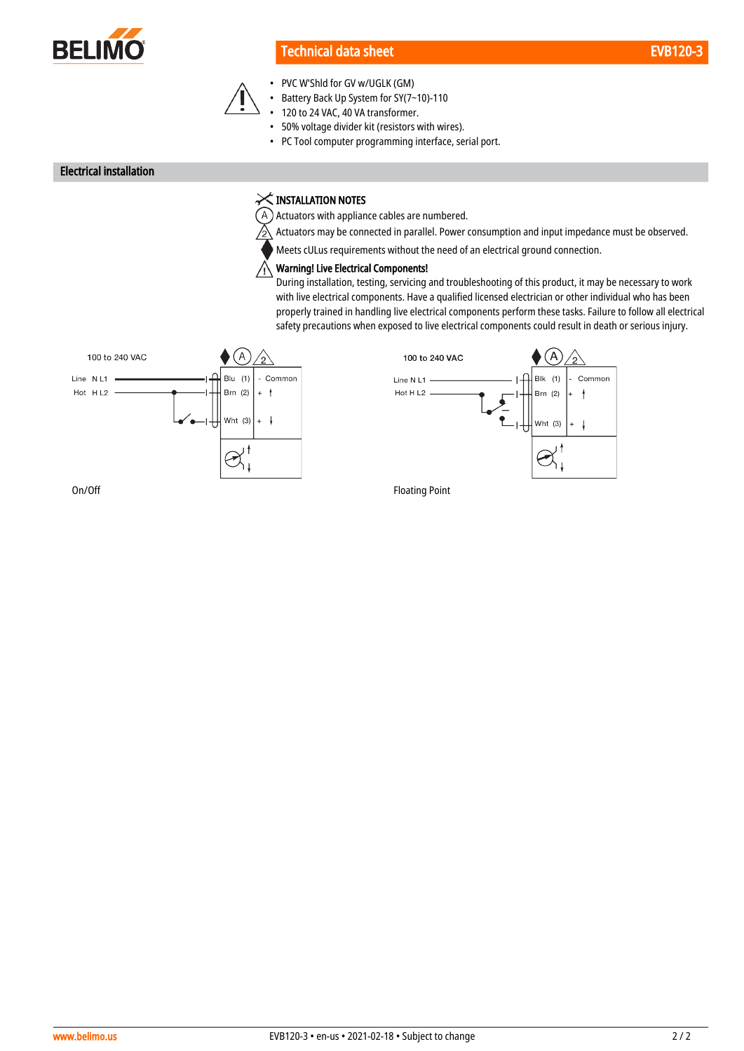- PVC W'Shld for GV w/UGLK (GM)
- Battery Back Up System for SY(7~10)-110
- 120 to 24 VAC, 40 VA transformer.
- 50% voltage divider kit (resistors with wires).
- PC Tool computer programming interface, serial port.

## Electrical installation

**INSTALLATION NOTES**

(A) Actuators with appliance cables are numbered.

(2) Actuators may be connected in parallel. Power consumption and input impedance must be observed.

Meets cULus requirements without the need of an electrical ground connection.

**Warning! Live Electrical Components!**
During installation, testing, servicing and troubleshooting of this product, it may be necessary to work with live electrical components. Have a qualified licensed electrician or other individual who has been properly trained in handling live electrical components perform these tasks. Failure to follow all electrical safety precautions when exposed to live electrical components could result in death or serious injury.

100 to 240 VAC

Line N L1
Hot H L2

Blu (1) - Common
Brn (2) +
Wht (3) +

On/Off

100 to 240 VAC

Line N L1
Hot H L2

Blk (1) - Common
Brn (2) +
Wht (3) +

Floating Point